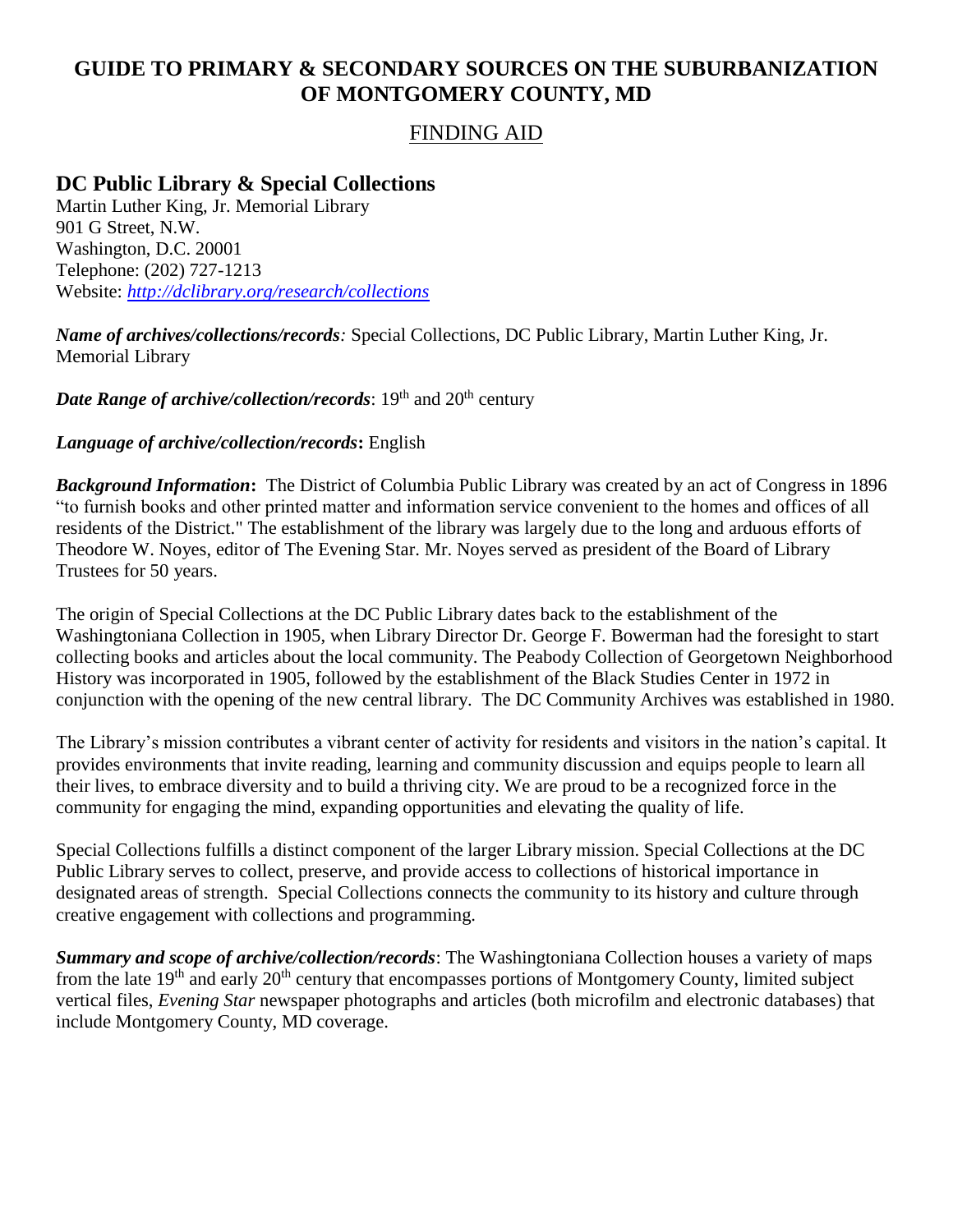# GUIDE TO PRIMARY & SECONDARY SOURCES ON THE SUBURBANIZATION OF MONTGOMERY COUNTY, MD

## FINDING AID

## DC Public Library & Special Collections

Martin Luther King, Jr. Memorial Library
901 G Street, N.W.
Washington, D.C. 20001
Telephone: (202) 727-1213
Website: *http://dclibrary.org/research/collections*

***Name of archives/collections/records:*** Special Collections, DC Public Library, Martin Luther King, Jr. Memorial Library

***Date Range of archive/collection/records***: 19th and 20th century

***Language of archive/collection/records*****:** English

***Background Information*****:** The District of Columbia Public Library was created by an act of Congress in 1896 "to furnish books and other printed matter and information service convenient to the homes and offices of all residents of the District." The establishment of the library was largely due to the long and arduous efforts of Theodore W. Noyes, editor of The Evening Star. Mr. Noyes served as president of the Board of Library Trustees for 50 years.

The origin of Special Collections at the DC Public Library dates back to the establishment of the Washingtoniana Collection in 1905, when Library Director Dr. George F. Bowerman had the foresight to start collecting books and articles about the local community. The Peabody Collection of Georgetown Neighborhood History was incorporated in 1905, followed by the establishment of the Black Studies Center in 1972 in conjunction with the opening of the new central library. The DC Community Archives was established in 1980.

The Library's mission contributes a vibrant center of activity for residents and visitors in the nation's capital. It provides environments that invite reading, learning and community discussion and equips people to learn all their lives, to embrace diversity and to build a thriving city. We are proud to be a recognized force in the community for engaging the mind, expanding opportunities and elevating the quality of life.

Special Collections fulfills a distinct component of the larger Library mission. Special Collections at the DC Public Library serves to collect, preserve, and provide access to collections of historical importance in designated areas of strength. Special Collections connects the community to its history and culture through creative engagement with collections and programming.

***Summary and scope of archive/collection/records***: The Washingtoniana Collection houses a variety of maps from the late 19th and early 20th century that encompasses portions of Montgomery County, limited subject vertical files, *Evening Star* newspaper photographs and articles (both microfilm and electronic databases) that include Montgomery County, MD coverage.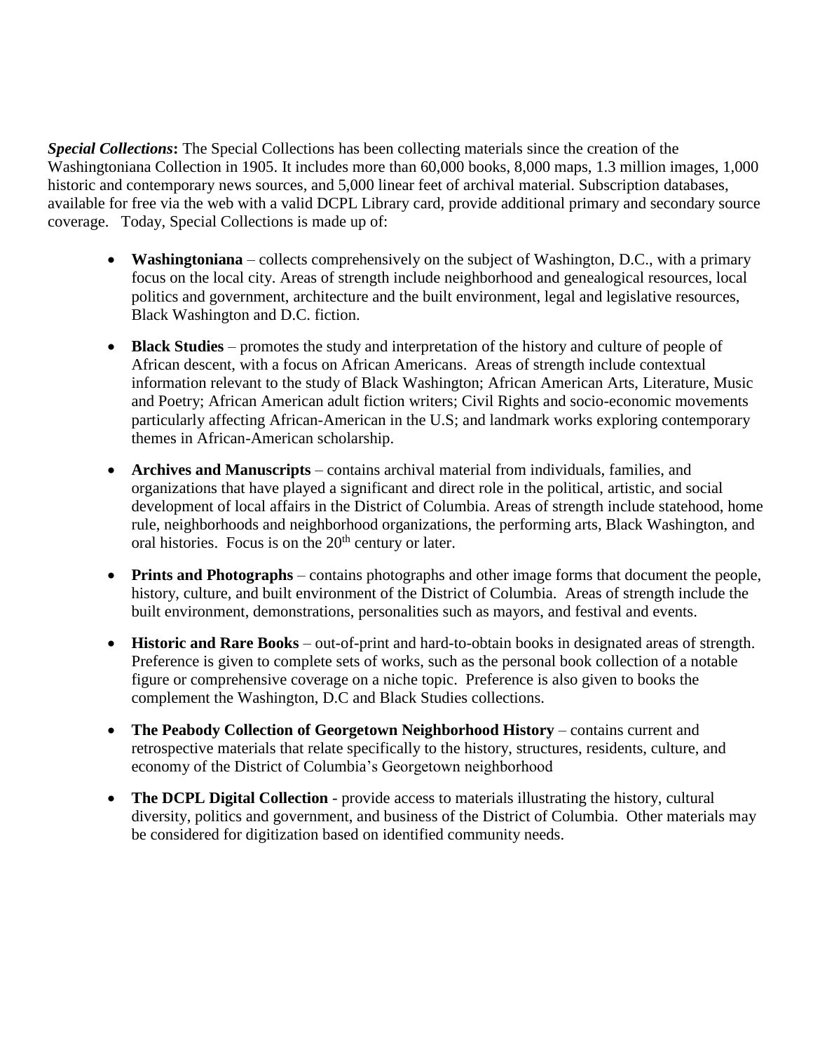***Special Collections*****:** The Special Collections has been collecting materials since the creation of the Washingtoniana Collection in 1905. It includes more than 60,000 books, 8,000 maps, 1.3 million images, 1,000 historic and contemporary news sources, and 5,000 linear feet of archival material. Subscription databases, available for free via the web with a valid DCPL Library card, provide additional primary and secondary source coverage. Today, Special Collections is made up of:

- **Washingtoniana** – collects comprehensively on the subject of Washington, D.C., with a primary focus on the local city. Areas of strength include neighborhood and genealogical resources, local politics and government, architecture and the built environment, legal and legislative resources, Black Washington and D.C. fiction.
- **Black Studies** – promotes the study and interpretation of the history and culture of people of African descent, with a focus on African Americans. Areas of strength include contextual information relevant to the study of Black Washington; African American Arts, Literature, Music and Poetry; African American adult fiction writers; Civil Rights and socio-economic movements particularly affecting African-American in the U.S; and landmark works exploring contemporary themes in African-American scholarship.
- **Archives and Manuscripts** – contains archival material from individuals, families, and organizations that have played a significant and direct role in the political, artistic, and social development of local affairs in the District of Columbia. Areas of strength include statehood, home rule, neighborhoods and neighborhood organizations, the performing arts, Black Washington, and oral histories. Focus is on the 20th century or later.
- **Prints and Photographs** – contains photographs and other image forms that document the people, history, culture, and built environment of the District of Columbia. Areas of strength include the built environment, demonstrations, personalities such as mayors, and festival and events.
- **Historic and Rare Books** – out-of-print and hard-to-obtain books in designated areas of strength. Preference is given to complete sets of works, such as the personal book collection of a notable figure or comprehensive coverage on a niche topic. Preference is also given to books the complement the Washington, D.C and Black Studies collections.
- **The Peabody Collection of Georgetown Neighborhood History** – contains current and retrospective materials that relate specifically to the history, structures, residents, culture, and economy of the District of Columbia's Georgetown neighborhood
- **The DCPL Digital Collection** - provide access to materials illustrating the history, cultural diversity, politics and government, and business of the District of Columbia. Other materials may be considered for digitization based on identified community needs.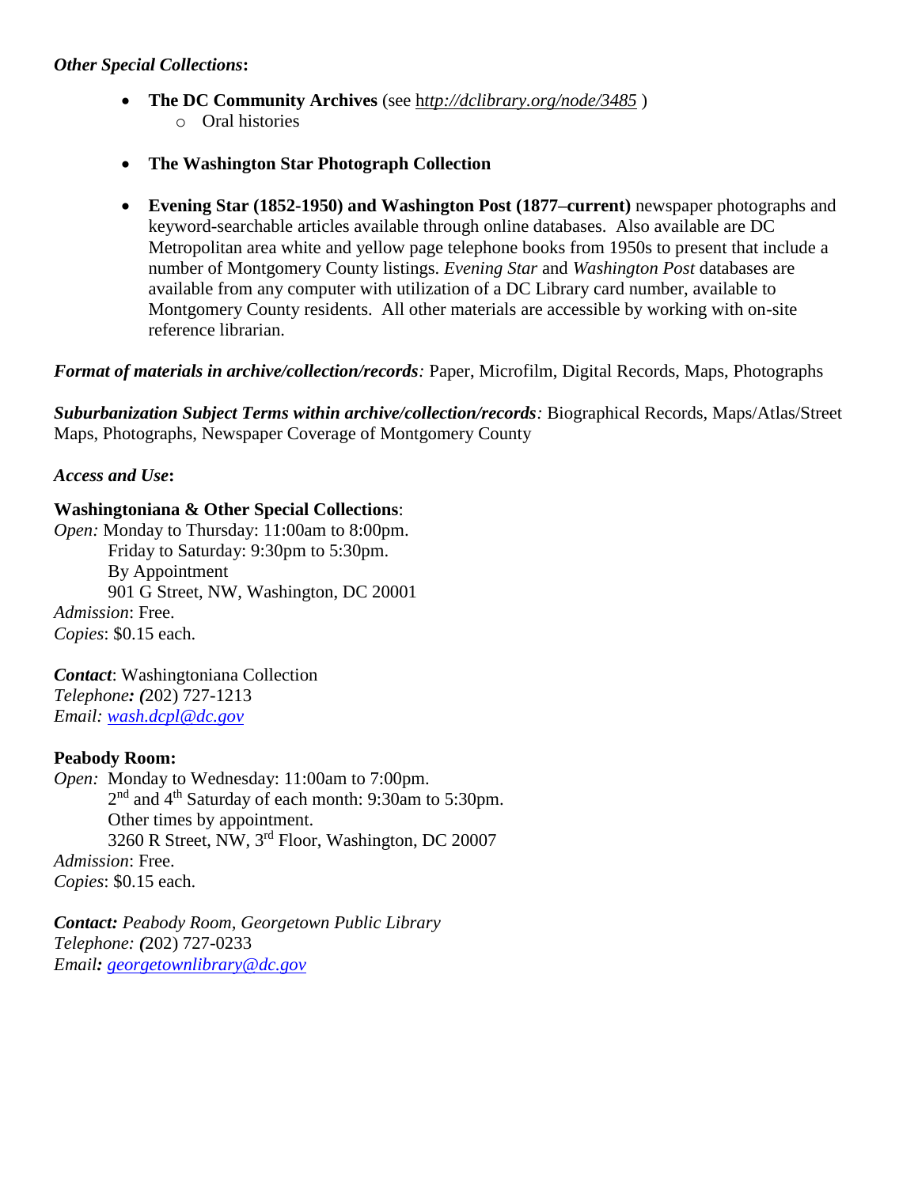***Other Special Collections*:**

- **The DC Community Archives** (see h*ttp://dclibrary.org/node/3485* )
  - Oral histories

- **The Washington Star Photograph Collection**

- **Evening Star (1852-1950) and Washington Post (1877–current)** newspaper photographs and keyword-searchable articles available through online databases. Also available are DC Metropolitan area white and yellow page telephone books from 1950s to present that include a number of Montgomery County listings. *Evening Star* and *Washington Post* databases are available from any computer with utilization of a DC Library card number, available to Montgomery County residents. All other materials are accessible by working with on-site reference librarian.

***Format of materials in archive/collection/records**:* Paper, Microfilm, Digital Records, Maps, Photographs

***Suburbanization Subject Terms within archive/collection/records**:* Biographical Records, Maps/Atlas/Street Maps, Photographs, Newspaper Coverage of Montgomery County

***Access and Use*:**

**Washingtoniana & Other Special Collections**:
*Open:* Monday to Thursday: 11:00am to 8:00pm.
Friday to Saturday: 9:30pm to 5:30pm.
By Appointment
901 G Street, NW, Washington, DC 20001
*Admission*: Free.
*Copies*: $0.15 each.

***Contact***: Washingtoniana Collection
*Telephone**: (***202) 727-1213
*Email: wash.dcpl@dc.gov*

**Peabody Room:**
*Open:* Monday to Wednesday: 11:00am to 7:00pm.
2nd and 4th Saturday of each month: 9:30am to 5:30pm.
Other times by appointment.
3260 R Street, NW, 3rd Floor, Washington, DC 20007
*Admission*: Free.
*Copies*: $0.15 each.

***Contact:** Peabody Room, Georgetown Public Library*
*Telephone: **(***202) 727-0233
*Email**:** georgetownlibrary@dc.gov*